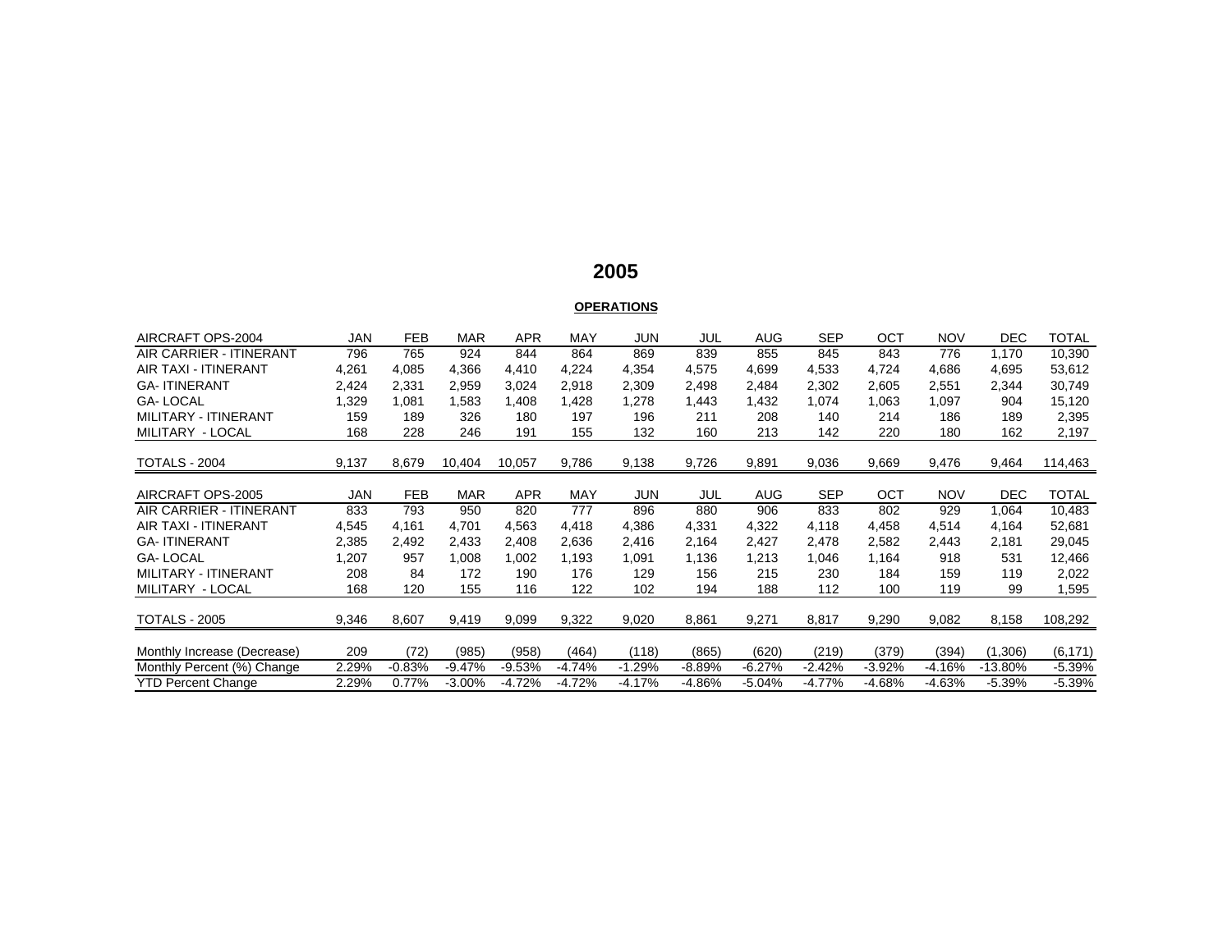# 2005

## OPERATIONS

| AIRCRAFT OPS-2004 | JAN | FEB | MAR | APR | MAY | JUN | JUL | AUG | SEP | OCT | NOV | DEC | TOTAL |
|---|---|---|---|---|---|---|---|---|---|---|---|---|---|
| AIR CARRIER - ITINERANT | 796 | 765 | 924 | 844 | 864 | 869 | 839 | 855 | 845 | 843 | 776 | 1,170 | 10,390 |
| AIR TAXI - ITINERANT | 4,261 | 4,085 | 4,366 | 4,410 | 4,224 | 4,354 | 4,575 | 4,699 | 4,533 | 4,724 | 4,686 | 4,695 | 53,612 |
| GA- ITINERANT | 2,424 | 2,331 | 2,959 | 3,024 | 2,918 | 2,309 | 2,498 | 2,484 | 2,302 | 2,605 | 2,551 | 2,344 | 30,749 |
| GA- LOCAL | 1,329 | 1,081 | 1,583 | 1,408 | 1,428 | 1,278 | 1,443 | 1,432 | 1,074 | 1,063 | 1,097 | 904 | 15,120 |
| MILITARY - ITINERANT | 159 | 189 | 326 | 180 | 197 | 196 | 211 | 208 | 140 | 214 | 186 | 189 | 2,395 |
| MILITARY - LOCAL | 168 | 228 | 246 | 191 | 155 | 132 | 160 | 213 | 142 | 220 | 180 | 162 | 2,197 |
| TOTALS - 2004 | 9,137 | 8,679 | 10,404 | 10,057 | 9,786 | 9,138 | 9,726 | 9,891 | 9,036 | 9,669 | 9,476 | 9,464 | 114,463 |

| AIRCRAFT OPS-2005 | JAN | FEB | MAR | APR | MAY | JUN | JUL | AUG | SEP | OCT | NOV | DEC | TOTAL |
|---|---|---|---|---|---|---|---|---|---|---|---|---|---|
| AIR CARRIER - ITINERANT | 833 | 793 | 950 | 820 | 777 | 896 | 880 | 906 | 833 | 802 | 929 | 1,064 | 10,483 |
| AIR TAXI - ITINERANT | 4,545 | 4,161 | 4,701 | 4,563 | 4,418 | 4,386 | 4,331 | 4,322 | 4,118 | 4,458 | 4,514 | 4,164 | 52,681 |
| GA- ITINERANT | 2,385 | 2,492 | 2,433 | 2,408 | 2,636 | 2,416 | 2,164 | 2,427 | 2,478 | 2,582 | 2,443 | 2,181 | 29,045 |
| GA- LOCAL | 1,207 | 957 | 1,008 | 1,002 | 1,193 | 1,091 | 1,136 | 1,213 | 1,046 | 1,164 | 918 | 531 | 12,466 |
| MILITARY - ITINERANT | 208 | 84 | 172 | 190 | 176 | 129 | 156 | 215 | 230 | 184 | 159 | 119 | 2,022 |
| MILITARY - LOCAL | 168 | 120 | 155 | 116 | 122 | 102 | 194 | 188 | 112 | 100 | 119 | 99 | 1,595 |
| TOTALS - 2005 | 9,346 | 8,607 | 9,419 | 9,099 | 9,322 | 9,020 | 8,861 | 9,271 | 8,817 | 9,290 | 9,082 | 8,158 | 108,292 |
| Monthly Increase (Decrease) | 209 | (72) | (985) | (958) | (464) | (118) | (865) | (620) | (219) | (379) | (394) | (1,306) | (6,171) |
| Monthly Percent (%) Change | 2.29% | -0.83% | -9.47% | -9.53% | -4.74% | -1.29% | -8.89% | -6.27% | -2.42% | -3.92% | -4.16% | -13.80% | -5.39% |
| YTD Percent Change | 2.29% | 0.77% | -3.00% | -4.72% | -4.72% | -4.17% | -4.86% | -5.04% | -4.77% | -4.68% | -4.63% | -5.39% | -5.39% |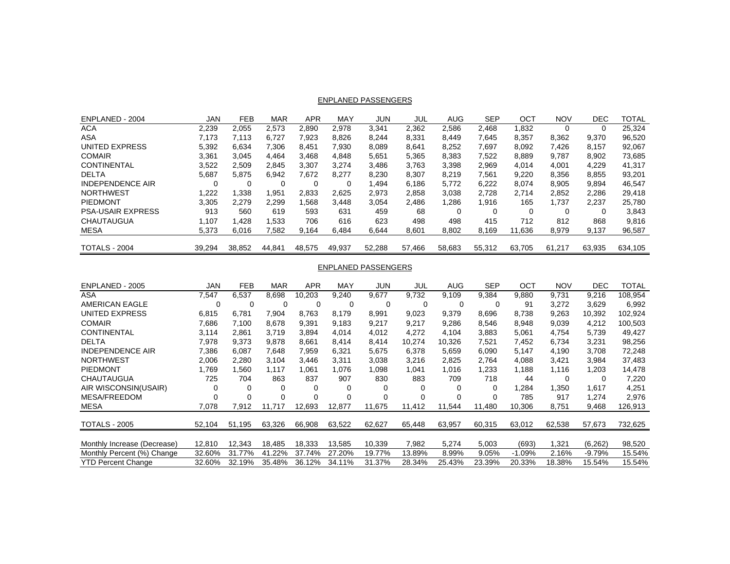## ENPLANED PASSENGERS

| ENPLANED - 2004 | JAN | FEB | MAR | APR | MAY | JUN | JUL | AUG | SEP | OCT | NOV | DEC | TOTAL |
|---|---|---|---|---|---|---|---|---|---|---|---|---|---|
| ACA | 2,239 | 2,055 | 2,573 | 2,890 | 2,978 | 3,341 | 2,362 | 2,586 | 2,468 | 1,832 | 0 | 0 | 25,324 |
| ASA | 7,173 | 7,113 | 6,727 | 7,923 | 8,826 | 8,244 | 8,331 | 8,449 | 7,645 | 8,357 | 8,362 | 9,370 | 96,520 |
| UNITED EXPRESS | 5,392 | 6,634 | 7,306 | 8,451 | 7,930 | 8,089 | 8,641 | 8,252 | 7,697 | 8,092 | 7,426 | 8,157 | 92,067 |
| COMAIR | 3,361 | 3,045 | 4,464 | 3,468 | 4,848 | 5,651 | 5,365 | 8,383 | 7,522 | 8,889 | 9,787 | 8,902 | 73,685 |
| CONTINENTAL | 3,522 | 2,509 | 2,845 | 3,307 | 3,274 | 3,486 | 3,763 | 3,398 | 2,969 | 4,014 | 4,001 | 4,229 | 41,317 |
| DELTA | 5,687 | 5,875 | 6,942 | 7,672 | 8,277 | 8,230 | 8,307 | 8,219 | 7,561 | 9,220 | 8,356 | 8,855 | 93,201 |
| INDEPENDENCE AIR | 0 | 0 | 0 | 0 | 0 | 1,494 | 6,186 | 5,772 | 6,222 | 8,074 | 8,905 | 9,894 | 46,547 |
| NORTHWEST | 1,222 | 1,338 | 1,951 | 2,833 | 2,625 | 2,973 | 2,858 | 3,038 | 2,728 | 2,714 | 2,852 | 2,286 | 29,418 |
| PIEDMONT | 3,305 | 2,279 | 2,299 | 1,568 | 3,448 | 3,054 | 2,486 | 1,286 | 1,916 | 165 | 1,737 | 2,237 | 25,780 |
| PSA-USAIR EXPRESS | 913 | 560 | 619 | 593 | 631 | 459 | 68 | 0 | 0 | 0 | 0 | 0 | 3,843 |
| CHAUTAUGUA | 1,107 | 1,428 | 1,533 | 706 | 616 | 623 | 498 | 498 | 415 | 712 | 812 | 868 | 9,816 |
| MESA | 5,373 | 6,016 | 7,582 | 9,164 | 6,484 | 6,644 | 8,601 | 8,802 | 8,169 | 11,636 | 8,979 | 9,137 | 96,587 |
| TOTALS - 2004 | 39,294 | 38,852 | 44,841 | 48,575 | 49,937 | 52,288 | 57,466 | 58,683 | 55,312 | 63,705 | 61,217 | 63,935 | 634,105 |

## ENPLANED PASSENGERS

| ENPLANED - 2005 | JAN | FEB | MAR | APR | MAY | JUN | JUL | AUG | SEP | OCT | NOV | DEC | TOTAL |
|---|---|---|---|---|---|---|---|---|---|---|---|---|---|
| ASA | 7,547 | 6,537 | 8,698 | 10,203 | 9,240 | 9,677 | 9,732 | 9,109 | 9,384 | 9,880 | 9,731 | 9,216 | 108,954 |
| AMERICAN EAGLE | 0 | 0 | 0 | 0 | 0 | 0 | 0 | 0 | 0 | 91 | 3,272 | 3,629 | 6,992 |
| UNITED EXPRESS | 6,815 | 6,781 | 7,904 | 8,763 | 8,179 | 8,991 | 9,023 | 9,379 | 8,696 | 8,738 | 9,263 | 10,392 | 102,924 |
| COMAIR | 7,686 | 7,100 | 8,678 | 9,391 | 9,183 | 9,217 | 9,217 | 9,286 | 8,546 | 8,948 | 9,039 | 4,212 | 100,503 |
| CONTINENTAL | 3,114 | 2,861 | 3,719 | 3,894 | 4,014 | 4,012 | 4,272 | 4,104 | 3,883 | 5,061 | 4,754 | 5,739 | 49,427 |
| DELTA | 7,978 | 9,373 | 9,878 | 8,661 | 8,414 | 8,414 | 10,274 | 10,326 | 7,521 | 7,452 | 6,734 | 3,231 | 98,256 |
| INDEPENDENCE AIR | 7,386 | 6,087 | 7,648 | 7,959 | 6,321 | 5,675 | 6,378 | 5,659 | 6,090 | 5,147 | 4,190 | 3,708 | 72,248 |
| NORTHWEST | 2,006 | 2,280 | 3,104 | 3,446 | 3,311 | 3,038 | 3,216 | 2,825 | 2,764 | 4,088 | 3,421 | 3,984 | 37,483 |
| PIEDMONT | 1,769 | 1,560 | 1,117 | 1,061 | 1,076 | 1,098 | 1,041 | 1,016 | 1,233 | 1,188 | 1,116 | 1,203 | 14,478 |
| CHAUTAUGUA | 725 | 704 | 863 | 837 | 907 | 830 | 883 | 709 | 718 | 44 | 0 | 0 | 7,220 |
| AIR WISCONSIN(USAIR) | 0 | 0 | 0 | 0 | 0 | 0 | 0 | 0 | 0 | 1,284 | 1,350 | 1,617 | 4,251 |
| MESA/FREEDOM | 0 | 0 | 0 | 0 | 0 | 0 | 0 | 0 | 0 | 785 | 917 | 1,274 | 2,976 |
| MESA | 7,078 | 7,912 | 11,717 | 12,693 | 12,877 | 11,675 | 11,412 | 11,544 | 11,480 | 10,306 | 8,751 | 9,468 | 126,913 |
| TOTALS - 2005 | 52,104 | 51,195 | 63,326 | 66,908 | 63,522 | 62,627 | 65,448 | 63,957 | 60,315 | 63,012 | 62,538 | 57,673 | 732,625 |
| Monthly Increase (Decrease) | 12,810 | 12,343 | 18,485 | 18,333 | 13,585 | 10,339 | 7,982 | 5,274 | 5,003 | (693) | 1,321 | (6,262) | 98,520 |
| Monthly Percent (%) Change | 32.60% | 31.77% | 41.22% | 37.74% | 27.20% | 19.77% | 13.89% | 8.99% | 9.05% | -1.09% | 2.16% | -9.79% | 15.54% |
| YTD Percent Change | 32.60% | 32.19% | 35.48% | 36.12% | 34.11% | 31.37% | 28.34% | 25.43% | 23.39% | 20.33% | 18.38% | 15.54% | 15.54% |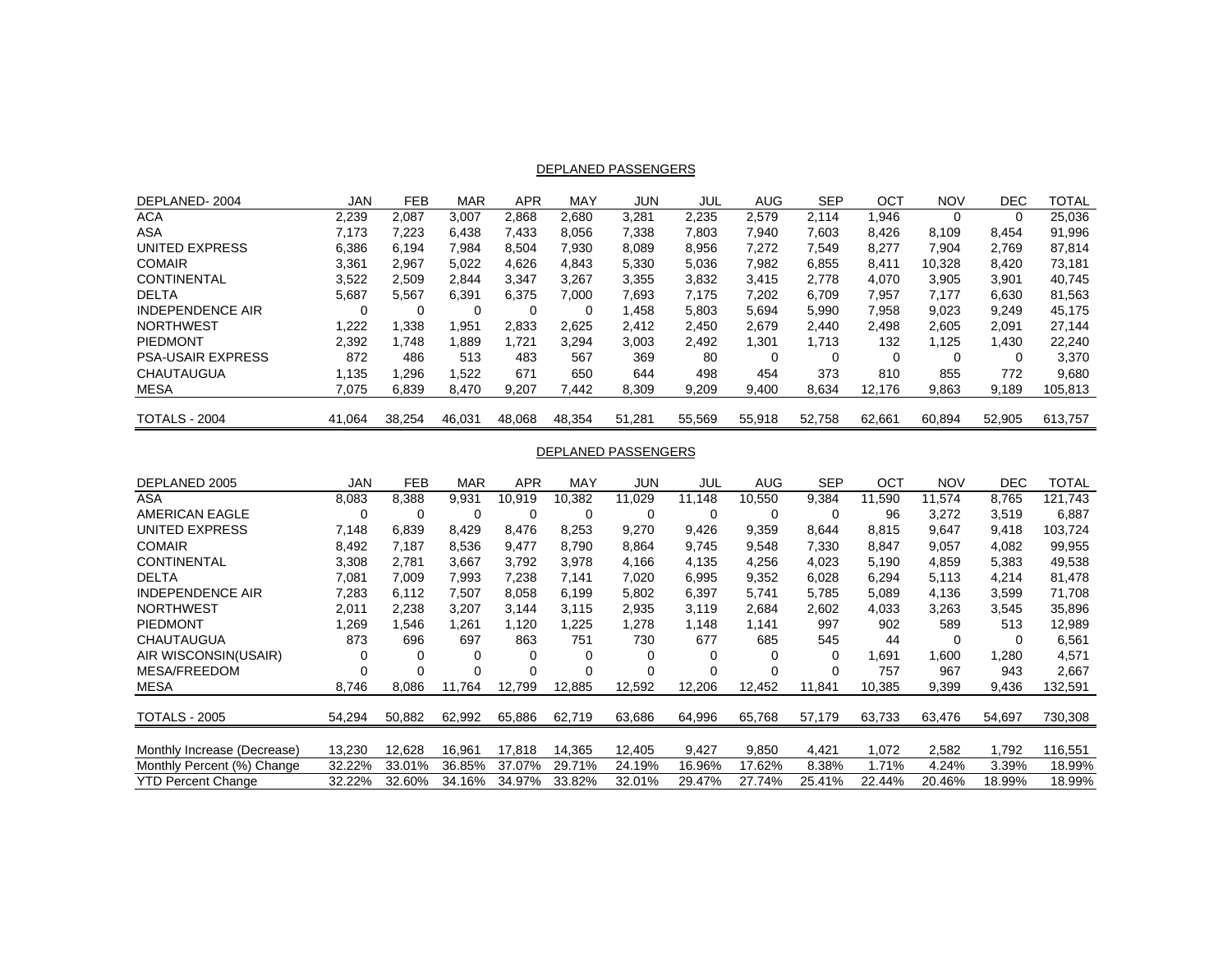## DEPLANED PASSENGERS

| DEPLANED- 2004 | JAN | FEB | MAR | APR | MAY | JUN | JUL | AUG | SEP | OCT | NOV | DEC | TOTAL |
|---|---|---|---|---|---|---|---|---|---|---|---|---|---|
| ACA | 2,239 | 2,087 | 3,007 | 2,868 | 2,680 | 3,281 | 2,235 | 2,579 | 2,114 | 1,946 | 0 | 0 | 25,036 |
| ASA | 7,173 | 7,223 | 6,438 | 7,433 | 8,056 | 7,338 | 7,803 | 7,940 | 7,603 | 8,426 | 8,109 | 8,454 | 91,996 |
| UNITED EXPRESS | 6,386 | 6,194 | 7,984 | 8,504 | 7,930 | 8,089 | 8,956 | 7,272 | 7,549 | 8,277 | 7,904 | 2,769 | 87,814 |
| COMAIR | 3,361 | 2,967 | 5,022 | 4,626 | 4,843 | 5,330 | 5,036 | 7,982 | 6,855 | 8,411 | 10,328 | 8,420 | 73,181 |
| CONTINENTAL | 3,522 | 2,509 | 2,844 | 3,347 | 3,267 | 3,355 | 3,832 | 3,415 | 2,778 | 4,070 | 3,905 | 3,901 | 40,745 |
| DELTA | 5,687 | 5,567 | 6,391 | 6,375 | 7,000 | 7,693 | 7,175 | 7,202 | 6,709 | 7,957 | 7,177 | 6,630 | 81,563 |
| INDEPENDENCE AIR | 0 | 0 | 0 | 0 | 0 | 1,458 | 5,803 | 5,694 | 5,990 | 7,958 | 9,023 | 9,249 | 45,175 |
| NORTHWEST | 1,222 | 1,338 | 1,951 | 2,833 | 2,625 | 2,412 | 2,450 | 2,679 | 2,440 | 2,498 | 2,605 | 2,091 | 27,144 |
| PIEDMONT | 2,392 | 1,748 | 1,889 | 1,721 | 3,294 | 3,003 | 2,492 | 1,301 | 1,713 | 132 | 1,125 | 1,430 | 22,240 |
| PSA-USAIR EXPRESS | 872 | 486 | 513 | 483 | 567 | 369 | 80 | 0 | 0 | 0 | 0 | 0 | 3,370 |
| CHAUTAUGUA | 1,135 | 1,296 | 1,522 | 671 | 650 | 644 | 498 | 454 | 373 | 810 | 855 | 772 | 9,680 |
| MESA | 7,075 | 6,839 | 8,470 | 9,207 | 7,442 | 8,309 | 9,209 | 9,400 | 8,634 | 12,176 | 9,863 | 9,189 | 105,813 |
| TOTALS - 2004 | 41,064 | 38,254 | 46,031 | 48,068 | 48,354 | 51,281 | 55,569 | 55,918 | 52,758 | 62,661 | 60,894 | 52,905 | 613,757 |

## DEPLANED PASSENGERS

| DEPLANED 2005 | JAN | FEB | MAR | APR | MAY | JUN | JUL | AUG | SEP | OCT | NOV | DEC | TOTAL |
|---|---|---|---|---|---|---|---|---|---|---|---|---|---|
| ASA | 8,083 | 8,388 | 9,931 | 10,919 | 10,382 | 11,029 | 11,148 | 10,550 | 9,384 | 11,590 | 11,574 | 8,765 | 121,743 |
| AMERICAN EAGLE | 0 | 0 | 0 | 0 | 0 | 0 | 0 | 0 | 0 | 96 | 3,272 | 3,519 | 6,887 |
| UNITED EXPRESS | 7,148 | 6,839 | 8,429 | 8,476 | 8,253 | 9,270 | 9,426 | 9,359 | 8,644 | 8,815 | 9,647 | 9,418 | 103,724 |
| COMAIR | 8,492 | 7,187 | 8,536 | 9,477 | 8,790 | 8,864 | 9,745 | 9,548 | 7,330 | 8,847 | 9,057 | 4,082 | 99,955 |
| CONTINENTAL | 3,308 | 2,781 | 3,667 | 3,792 | 3,978 | 4,166 | 4,135 | 4,256 | 4,023 | 5,190 | 4,859 | 5,383 | 49,538 |
| DELTA | 7,081 | 7,009 | 7,993 | 7,238 | 7,141 | 7,020 | 6,995 | 9,352 | 6,028 | 6,294 | 5,113 | 4,214 | 81,478 |
| INDEPENDENCE AIR | 7,283 | 6,112 | 7,507 | 8,058 | 6,199 | 5,802 | 6,397 | 5,741 | 5,785 | 5,089 | 4,136 | 3,599 | 71,708 |
| NORTHWEST | 2,011 | 2,238 | 3,207 | 3,144 | 3,115 | 2,935 | 3,119 | 2,684 | 2,602 | 4,033 | 3,263 | 3,545 | 35,896 |
| PIEDMONT | 1,269 | 1,546 | 1,261 | 1,120 | 1,225 | 1,278 | 1,148 | 1,141 | 997 | 902 | 589 | 513 | 12,989 |
| CHAUTAUGUA | 873 | 696 | 697 | 863 | 751 | 730 | 677 | 685 | 545 | 44 | 0 | 0 | 6,561 |
| AIR WISCONSIN(USAIR) | 0 | 0 | 0 | 0 | 0 | 0 | 0 | 0 | 0 | 1,691 | 1,600 | 1,280 | 4,571 |
| MESA/FREEDOM | 0 | 0 | 0 | 0 | 0 | 0 | 0 | 0 | 0 | 757 | 967 | 943 | 2,667 |
| MESA | 8,746 | 8,086 | 11,764 | 12,799 | 12,885 | 12,592 | 12,206 | 12,452 | 11,841 | 10,385 | 9,399 | 9,436 | 132,591 |
| TOTALS - 2005 | 54,294 | 50,882 | 62,992 | 65,886 | 62,719 | 63,686 | 64,996 | 65,768 | 57,179 | 63,733 | 63,476 | 54,697 | 730,308 |
| Monthly Increase (Decrease) | 13,230 | 12,628 | 16,961 | 17,818 | 14,365 | 12,405 | 9,427 | 9,850 | 4,421 | 1,072 | 2,582 | 1,792 | 116,551 |
| Monthly Percent (%) Change | 32.22% | 33.01% | 36.85% | 37.07% | 29.71% | 24.19% | 16.96% | 17.62% | 8.38% | 1.71% | 4.24% | 3.39% | 18.99% |
| YTD Percent Change | 32.22% | 32.60% | 34.16% | 34.97% | 33.82% | 32.01% | 29.47% | 27.74% | 25.41% | 22.44% | 20.46% | 18.99% | 18.99% |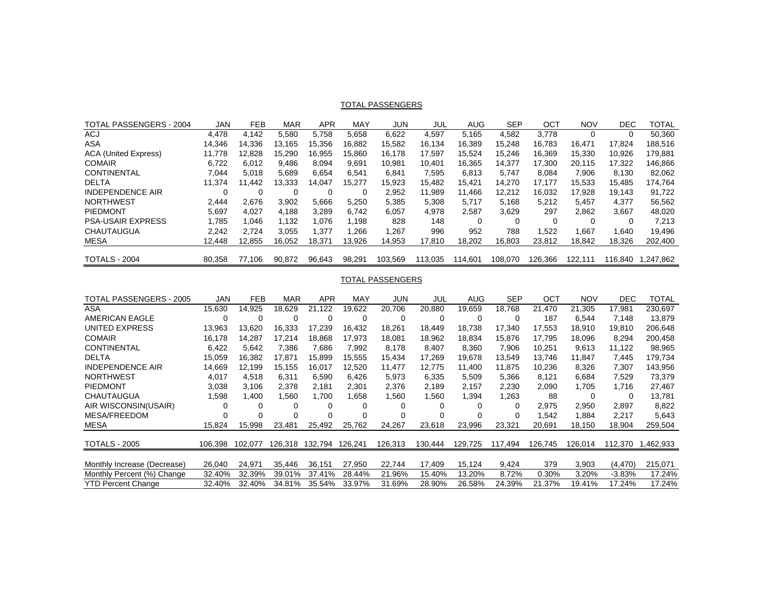## TOTAL PASSENGERS

| TOTAL PASSENGERS - 2004 | JAN | FEB | MAR | APR | MAY | JUN | JUL | AUG | SEP | OCT | NOV | DEC | TOTAL |
|---|---|---|---|---|---|---|---|---|---|---|---|---|---|
| ACJ | 4,478 | 4,142 | 5,580 | 5,758 | 5,658 | 6,622 | 4,597 | 5,165 | 4,582 | 3,778 | 0 | 0 | 50,360 |
| ASA | 14,346 | 14,336 | 13,165 | 15,356 | 16,882 | 15,582 | 16,134 | 16,389 | 15,248 | 16,783 | 16,471 | 17,824 | 188,516 |
| ACA (United Express) | 11,778 | 12,828 | 15,290 | 16,955 | 15,860 | 16,178 | 17,597 | 15,524 | 15,246 | 16,369 | 15,330 | 10,926 | 179,881 |
| COMAIR | 6,722 | 6,012 | 9,486 | 8,094 | 9,691 | 10,981 | 10,401 | 16,365 | 14,377 | 17,300 | 20,115 | 17,322 | 146,866 |
| CONTINENTAL | 7,044 | 5,018 | 5,689 | 6,654 | 6,541 | 6,841 | 7,595 | 6,813 | 5,747 | 8,084 | 7,906 | 8,130 | 82,062 |
| DELTA | 11,374 | 11,442 | 13,333 | 14,047 | 15,277 | 15,923 | 15,482 | 15,421 | 14,270 | 17,177 | 15,533 | 15,485 | 174,764 |
| INDEPENDENCE AIR | 0 | 0 | 0 | 0 | 0 | 2,952 | 11,989 | 11,466 | 12,212 | 16,032 | 17,928 | 19,143 | 91,722 |
| NORTHWEST | 2,444 | 2,676 | 3,902 | 5,666 | 5,250 | 5,385 | 5,308 | 5,717 | 5,168 | 5,212 | 5,457 | 4,377 | 56,562 |
| PIEDMONT | 5,697 | 4,027 | 4,188 | 3,289 | 6,742 | 6,057 | 4,978 | 2,587 | 3,629 | 297 | 2,862 | 3,667 | 48,020 |
| PSA-USAIR EXPRESS | 1,785 | 1,046 | 1,132 | 1,076 | 1,198 | 828 | 148 | 0 | 0 | 0 | 0 | 0 | 7,213 |
| CHAUTAUGUA | 2,242 | 2,724 | 3,055 | 1,377 | 1,266 | 1,267 | 996 | 952 | 788 | 1,522 | 1,667 | 1,640 | 19,496 |
| MESA | 12,448 | 12,855 | 16,052 | 18,371 | 13,926 | 14,953 | 17,810 | 18,202 | 16,803 | 23,812 | 18,842 | 18,326 | 202,400 |
| TOTALS - 2004 | 80,358 | 77,106 | 90,872 | 96,643 | 98,291 | 103,569 | 113,035 | 114,601 | 108,070 | 126,366 | 122,111 | 116,840 | 1,247,862 |

## TOTAL PASSENGERS

| TOTAL PASSENGERS - 2005 | JAN | FEB | MAR | APR | MAY | JUN | JUL | AUG | SEP | OCT | NOV | DEC | TOTAL |
|---|---|---|---|---|---|---|---|---|---|---|---|---|---|
| ASA | 15,630 | 14,925 | 18,629 | 21,122 | 19,622 | 20,706 | 20,880 | 19,659 | 18,768 | 21,470 | 21,305 | 17,981 | 230,697 |
| AMERICAN EAGLE | 0 | 0 | 0 | 0 | 0 | 0 | 0 | 0 | 0 | 187 | 6,544 | 7,148 | 13,879 |
| UNITED EXPRESS | 13,963 | 13,620 | 16,333 | 17,239 | 16,432 | 18,261 | 18,449 | 18,738 | 17,340 | 17,553 | 18,910 | 19,810 | 206,648 |
| COMAIR | 16,178 | 14,287 | 17,214 | 18,868 | 17,973 | 18,081 | 18,962 | 18,834 | 15,876 | 17,795 | 18,096 | 8,294 | 200,458 |
| CONTINENTAL | 6,422 | 5,642 | 7,386 | 7,686 | 7,992 | 8,178 | 8,407 | 8,360 | 7,906 | 10,251 | 9,613 | 11,122 | 98,965 |
| DELTA | 15,059 | 16,382 | 17,871 | 15,899 | 15,555 | 15,434 | 17,269 | 19,678 | 13,549 | 13,746 | 11,847 | 7,445 | 179,734 |
| INDEPENDENCE AIR | 14,669 | 12,199 | 15,155 | 16,017 | 12,520 | 11,477 | 12,775 | 11,400 | 11,875 | 10,236 | 8,326 | 7,307 | 143,956 |
| NORTHWEST | 4,017 | 4,518 | 6,311 | 6,590 | 6,426 | 5,973 | 6,335 | 5,509 | 5,366 | 8,121 | 6,684 | 7,529 | 73,379 |
| PIEDMONT | 3,038 | 3,106 | 2,378 | 2,181 | 2,301 | 2,376 | 2,189 | 2,157 | 2,230 | 2,090 | 1,705 | 1,716 | 27,467 |
| CHAUTAUGUA | 1,598 | 1,400 | 1,560 | 1,700 | 1,658 | 1,560 | 1,560 | 1,394 | 1,263 | 88 | 0 | 0 | 13,781 |
| AIR WISCONSIN(USAIR) | 0 | 0 | 0 | 0 | 0 | 0 | 0 | 0 | 0 | 2,975 | 2,950 | 2,897 | 8,822 |
| MESA/FREEDOM | 0 | 0 | 0 | 0 | 0 | 0 | 0 | 0 | 0 | 1,542 | 1,884 | 2,217 | 5,643 |
| MESA | 15,824 | 15,998 | 23,481 | 25,492 | 25,762 | 24,267 | 23,618 | 23,996 | 23,321 | 20,691 | 18,150 | 18,904 | 259,504 |
| TOTALS - 2005 | 106,398 | 102,077 | 126,318 | 132,794 | 126,241 | 126,313 | 130,444 | 129,725 | 117,494 | 126,745 | 126,014 | 112,370 | 1,462,933 |
| Monthly Increase (Decrease) | 26,040 | 24,971 | 35,446 | 36,151 | 27,950 | 22,744 | 17,409 | 15,124 | 9,424 | 379 | 3,903 | (4,470) | 215,071 |
| Monthly Percent (%) Change | 32.40% | 32.39% | 39.01% | 37.41% | 28.44% | 21.96% | 15.40% | 13.20% | 8.72% | 0.30% | 3.20% | -3.83% | 17.24% |
| YTD Percent Change | 32.40% | 32.40% | 34.81% | 35.54% | 33.97% | 31.69% | 28.90% | 26.58% | 24.39% | 21.37% | 19.41% | 17.24% | 17.24% |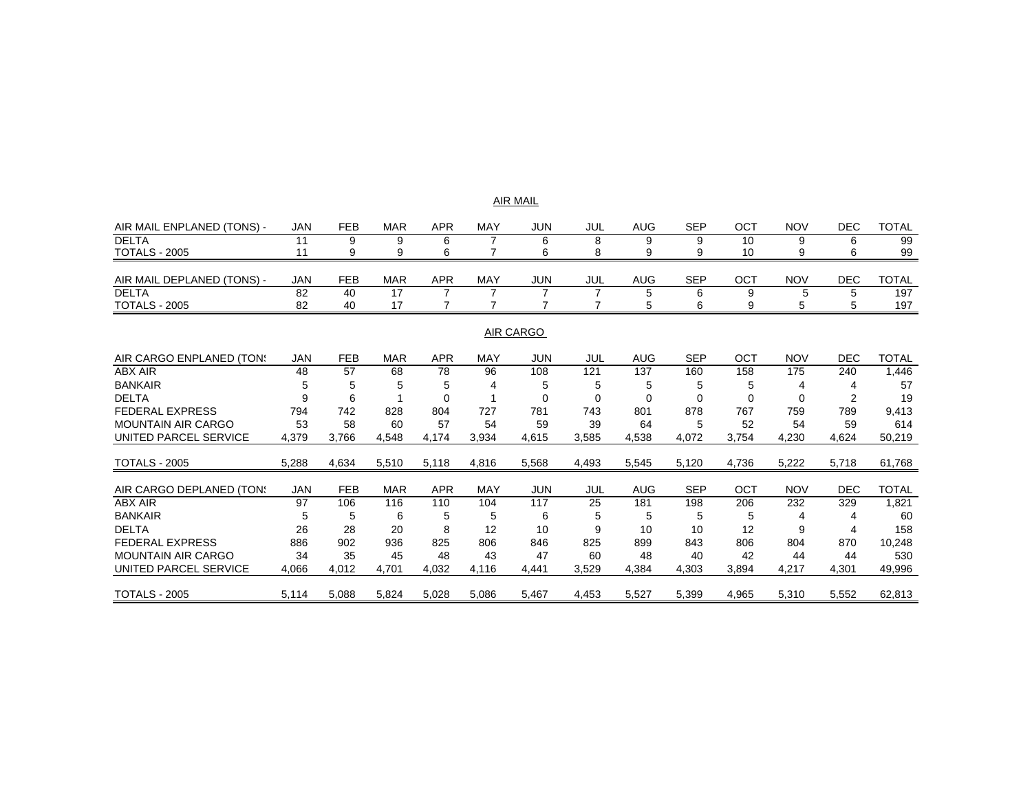## AIR MAIL

| AIR MAIL ENPLANED (TONS) - | JAN | FEB | MAR | APR | MAY | JUN | JUL | AUG | SEP | OCT | NOV | DEC | TOTAL |
|---|---|---|---|---|---|---|---|---|---|---|---|---|---|
| DELTA | 11 | 9 | 9 | 6 | 7 | 6 | 8 | 9 | 9 | 10 | 9 | 6 | 99 |
| TOTALS - 2005 | 11 | 9 | 9 | 6 | 7 | 6 | 8 | 9 | 9 | 10 | 9 | 6 | 99 |

| AIR MAIL DEPLANED (TONS) - | JAN | FEB | MAR | APR | MAY | JUN | JUL | AUG | SEP | OCT | NOV | DEC | TOTAL |
|---|---|---|---|---|---|---|---|---|---|---|---|---|---|
| DELTA | 82 | 40 | 17 | 7 | 7 | 7 | 7 | 5 | 6 | 9 | 5 | 5 | 197 |
| TOTALS - 2005 | 82 | 40 | 17 | 7 | 7 | 7 | 7 | 5 | 6 | 9 | 5 | 5 | 197 |

## AIR CARGO

| AIR CARGO ENPLANED (TONS | JAN | FEB | MAR | APR | MAY | JUN | JUL | AUG | SEP | OCT | NOV | DEC | TOTAL |
|---|---|---|---|---|---|---|---|---|---|---|---|---|---|
| ABX AIR | 48 | 57 | 68 | 78 | 96 | 108 | 121 | 137 | 160 | 158 | 175 | 240 | 1,446 |
| BANKAIR | 5 | 5 | 5 | 5 | 4 | 5 | 5 | 5 | 5 | 5 | 4 | 4 | 57 |
| DELTA | 9 | 6 | 1 | 0 | 1 | 0 | 0 | 0 | 0 | 0 | 0 | 2 | 19 |
| FEDERAL EXPRESS | 794 | 742 | 828 | 804 | 727 | 781 | 743 | 801 | 878 | 767 | 759 | 789 | 9,413 |
| MOUNTAIN AIR CARGO | 53 | 58 | 60 | 57 | 54 | 59 | 39 | 64 | 5 | 52 | 54 | 59 | 614 |
| UNITED PARCEL SERVICE | 4,379 | 3,766 | 4,548 | 4,174 | 3,934 | 4,615 | 3,585 | 4,538 | 4,072 | 3,754 | 4,230 | 4,624 | 50,219 |
| TOTALS - 2005 | 5,288 | 4,634 | 5,510 | 5,118 | 4,816 | 5,568 | 4,493 | 5,545 | 5,120 | 4,736 | 5,222 | 5,718 | 61,768 |

| AIR CARGO DEPLANED (TONS | JAN | FEB | MAR | APR | MAY | JUN | JUL | AUG | SEP | OCT | NOV | DEC | TOTAL |
|---|---|---|---|---|---|---|---|---|---|---|---|---|---|
| ABX AIR | 97 | 106 | 116 | 110 | 104 | 117 | 25 | 181 | 198 | 206 | 232 | 329 | 1,821 |
| BANKAIR | 5 | 5 | 6 | 5 | 5 | 6 | 5 | 5 | 5 | 5 | 4 | 4 | 60 |
| DELTA | 26 | 28 | 20 | 8 | 12 | 10 | 9 | 10 | 10 | 12 | 9 | 4 | 158 |
| FEDERAL EXPRESS | 886 | 902 | 936 | 825 | 806 | 846 | 825 | 899 | 843 | 806 | 804 | 870 | 10,248 |
| MOUNTAIN AIR CARGO | 34 | 35 | 45 | 48 | 43 | 47 | 60 | 48 | 40 | 42 | 44 | 44 | 530 |
| UNITED PARCEL SERVICE | 4,066 | 4,012 | 4,701 | 4,032 | 4,116 | 4,441 | 3,529 | 4,384 | 4,303 | 3,894 | 4,217 | 4,301 | 49,996 |
| TOTALS - 2005 | 5,114 | 5,088 | 5,824 | 5,028 | 5,086 | 5,467 | 4,453 | 5,527 | 5,399 | 4,965 | 5,310 | 5,552 | 62,813 |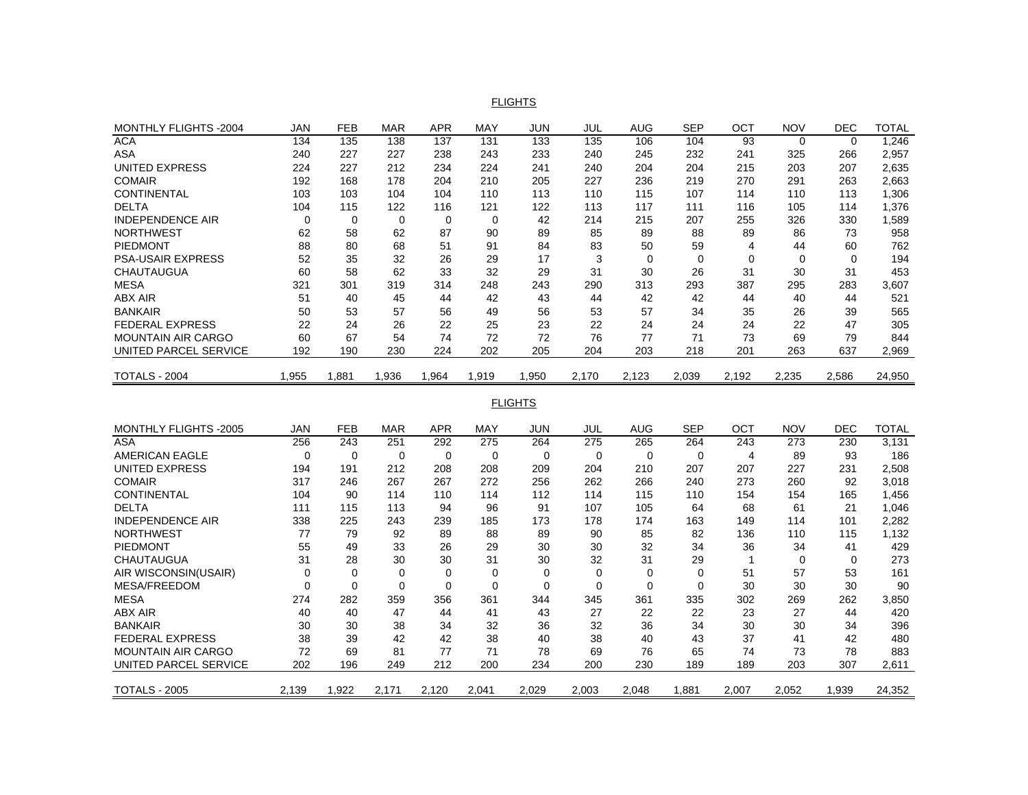FLIGHTS

| MONTHLY FLIGHTS -2004 | JAN | FEB | MAR | APR | MAY | JUN | JUL | AUG | SEP | OCT | NOV | DEC | TOTAL |
|---|---|---|---|---|---|---|---|---|---|---|---|---|---|
| ACA | 134 | 135 | 138 | 137 | 131 | 133 | 135 | 106 | 104 | 93 | 0 | 0 | 1,246 |
| ASA | 240 | 227 | 227 | 238 | 243 | 233 | 240 | 245 | 232 | 241 | 325 | 266 | 2,957 |
| UNITED EXPRESS | 224 | 227 | 212 | 234 | 224 | 241 | 240 | 204 | 204 | 215 | 203 | 207 | 2,635 |
| COMAIR | 192 | 168 | 178 | 204 | 210 | 205 | 227 | 236 | 219 | 270 | 291 | 263 | 2,663 |
| CONTINENTAL | 103 | 103 | 104 | 104 | 110 | 113 | 110 | 115 | 107 | 114 | 110 | 113 | 1,306 |
| DELTA | 104 | 115 | 122 | 116 | 121 | 122 | 113 | 117 | 111 | 116 | 105 | 114 | 1,376 |
| INDEPENDENCE AIR | 0 | 0 | 0 | 0 | 0 | 42 | 214 | 215 | 207 | 255 | 326 | 330 | 1,589 |
| NORTHWEST | 62 | 58 | 62 | 87 | 90 | 89 | 85 | 89 | 88 | 89 | 86 | 73 | 958 |
| PIEDMONT | 88 | 80 | 68 | 51 | 91 | 84 | 83 | 50 | 59 | 4 | 44 | 60 | 762 |
| PSA-USAIR EXPRESS | 52 | 35 | 32 | 26 | 29 | 17 | 3 | 0 | 0 | 0 | 0 | 0 | 194 |
| CHAUTAUGUA | 60 | 58 | 62 | 33 | 32 | 29 | 31 | 30 | 26 | 31 | 30 | 31 | 453 |
| MESA | 321 | 301 | 319 | 314 | 248 | 243 | 290 | 313 | 293 | 387 | 295 | 283 | 3,607 |
| ABX AIR | 51 | 40 | 45 | 44 | 42 | 43 | 44 | 42 | 42 | 44 | 40 | 44 | 521 |
| BANKAIR | 50 | 53 | 57 | 56 | 49 | 56 | 53 | 57 | 34 | 35 | 26 | 39 | 565 |
| FEDERAL EXPRESS | 22 | 24 | 26 | 22 | 25 | 23 | 22 | 24 | 24 | 24 | 22 | 47 | 305 |
| MOUNTAIN AIR CARGO | 60 | 67 | 54 | 74 | 72 | 72 | 76 | 77 | 71 | 73 | 69 | 79 | 844 |
| UNITED PARCEL SERVICE | 192 | 190 | 230 | 224 | 202 | 205 | 204 | 203 | 218 | 201 | 263 | 637 | 2,969 |
| TOTALS - 2004 | 1,955 | 1,881 | 1,936 | 1,964 | 1,919 | 1,950 | 2,170 | 2,123 | 2,039 | 2,192 | 2,235 | 2,586 | 24,950 |

FLIGHTS

| MONTHLY FLIGHTS -2005 | JAN | FEB | MAR | APR | MAY | JUN | JUL | AUG | SEP | OCT | NOV | DEC | TOTAL |
|---|---|---|---|---|---|---|---|---|---|---|---|---|---|
| ASA | 256 | 243 | 251 | 292 | 275 | 264 | 275 | 265 | 264 | 243 | 273 | 230 | 3,131 |
| AMERICAN EAGLE | 0 | 0 | 0 | 0 | 0 | 0 | 0 | 0 | 0 | 4 | 89 | 93 | 186 |
| UNITED EXPRESS | 194 | 191 | 212 | 208 | 208 | 209 | 204 | 210 | 207 | 207 | 227 | 231 | 2,508 |
| COMAIR | 317 | 246 | 267 | 267 | 272 | 256 | 262 | 266 | 240 | 273 | 260 | 92 | 3,018 |
| CONTINENTAL | 104 | 90 | 114 | 110 | 114 | 112 | 114 | 115 | 110 | 154 | 154 | 165 | 1,456 |
| DELTA | 111 | 115 | 113 | 94 | 96 | 91 | 107 | 105 | 64 | 68 | 61 | 21 | 1,046 |
| INDEPENDENCE AIR | 338 | 225 | 243 | 239 | 185 | 173 | 178 | 174 | 163 | 149 | 114 | 101 | 2,282 |
| NORTHWEST | 77 | 79 | 92 | 89 | 88 | 89 | 90 | 85 | 82 | 136 | 110 | 115 | 1,132 |
| PIEDMONT | 55 | 49 | 33 | 26 | 29 | 30 | 30 | 32 | 34 | 36 | 34 | 41 | 429 |
| CHAUTAUGUA | 31 | 28 | 30 | 30 | 31 | 30 | 32 | 31 | 29 | 1 | 0 | 0 | 273 |
| AIR WISCONSIN(USAIR) | 0 | 0 | 0 | 0 | 0 | 0 | 0 | 0 | 0 | 51 | 57 | 53 | 161 |
| MESA/FREEDOM | 0 | 0 | 0 | 0 | 0 | 0 | 0 | 0 | 0 | 30 | 30 | 30 | 90 |
| MESA | 274 | 282 | 359 | 356 | 361 | 344 | 345 | 361 | 335 | 302 | 269 | 262 | 3,850 |
| ABX AIR | 40 | 40 | 47 | 44 | 41 | 43 | 27 | 22 | 22 | 23 | 27 | 44 | 420 |
| BANKAIR | 30 | 30 | 38 | 34 | 32 | 36 | 32 | 36 | 34 | 30 | 30 | 34 | 396 |
| FEDERAL EXPRESS | 38 | 39 | 42 | 42 | 38 | 40 | 38 | 40 | 43 | 37 | 41 | 42 | 480 |
| MOUNTAIN AIR CARGO | 72 | 69 | 81 | 77 | 71 | 78 | 69 | 76 | 65 | 74 | 73 | 78 | 883 |
| UNITED PARCEL SERVICE | 202 | 196 | 249 | 212 | 200 | 234 | 200 | 230 | 189 | 189 | 203 | 307 | 2,611 |
| TOTALS - 2005 | 2,139 | 1,922 | 2,171 | 2,120 | 2,041 | 2,029 | 2,003 | 2,048 | 1,881 | 2,007 | 2,052 | 1,939 | 24,352 |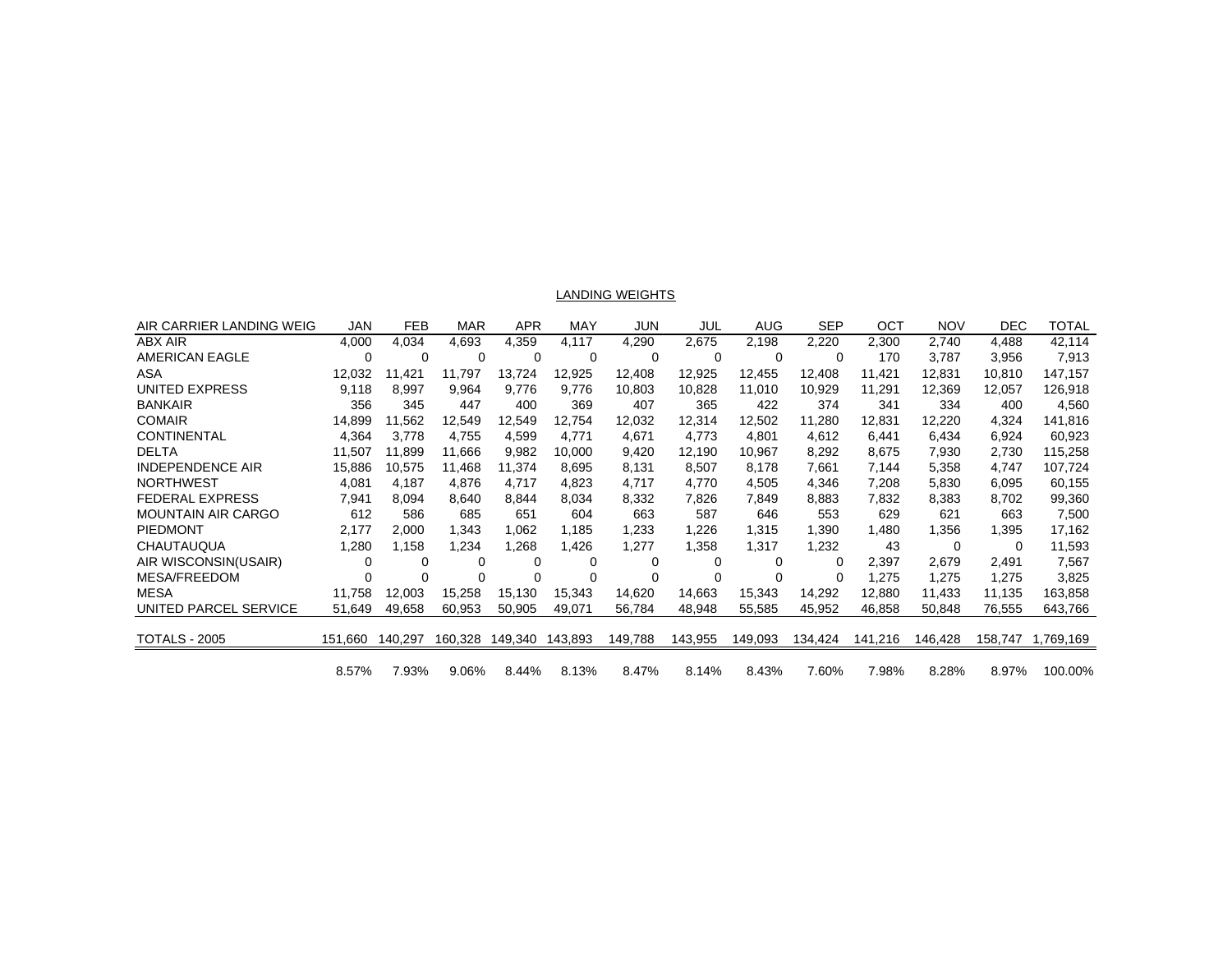LANDING WEIGHTS

| AIR CARRIER LANDING WEIG | JAN | FEB | MAR | APR | MAY | JUN | JUL | AUG | SEP | OCT | NOV | DEC | TOTAL |
|---|---|---|---|---|---|---|---|---|---|---|---|---|---|
| ABX AIR | 4,000 | 4,034 | 4,693 | 4,359 | 4,117 | 4,290 | 2,675 | 2,198 | 2,220 | 2,300 | 2,740 | 4,488 | 42,114 |
| AMERICAN EAGLE | 0 | 0 | 0 | 0 | 0 | 0 | 0 | 0 | 0 | 170 | 3,787 | 3,956 | 7,913 |
| ASA | 12,032 | 11,421 | 11,797 | 13,724 | 12,925 | 12,408 | 12,925 | 12,455 | 12,408 | 11,421 | 12,831 | 10,810 | 147,157 |
| UNITED EXPRESS | 9,118 | 8,997 | 9,964 | 9,776 | 9,776 | 10,803 | 10,828 | 11,010 | 10,929 | 11,291 | 12,369 | 12,057 | 126,918 |
| BANKAIR | 356 | 345 | 447 | 400 | 369 | 407 | 365 | 422 | 374 | 341 | 334 | 400 | 4,560 |
| COMAIR | 14,899 | 11,562 | 12,549 | 12,549 | 12,754 | 12,032 | 12,314 | 12,502 | 11,280 | 12,831 | 12,220 | 4,324 | 141,816 |
| CONTINENTAL | 4,364 | 3,778 | 4,755 | 4,599 | 4,771 | 4,671 | 4,773 | 4,801 | 4,612 | 6,441 | 6,434 | 6,924 | 60,923 |
| DELTA | 11,507 | 11,899 | 11,666 | 9,982 | 10,000 | 9,420 | 12,190 | 10,967 | 8,292 | 8,675 | 7,930 | 2,730 | 115,258 |
| INDEPENDENCE AIR | 15,886 | 10,575 | 11,468 | 11,374 | 8,695 | 8,131 | 8,507 | 8,178 | 7,661 | 7,144 | 5,358 | 4,747 | 107,724 |
| NORTHWEST | 4,081 | 4,187 | 4,876 | 4,717 | 4,823 | 4,717 | 4,770 | 4,505 | 4,346 | 7,208 | 5,830 | 6,095 | 60,155 |
| FEDERAL EXPRESS | 7,941 | 8,094 | 8,640 | 8,844 | 8,034 | 8,332 | 7,826 | 7,849 | 8,883 | 7,832 | 8,383 | 8,702 | 99,360 |
| MOUNTAIN AIR CARGO | 612 | 586 | 685 | 651 | 604 | 663 | 587 | 646 | 553 | 629 | 621 | 663 | 7,500 |
| PIEDMONT | 2,177 | 2,000 | 1,343 | 1,062 | 1,185 | 1,233 | 1,226 | 1,315 | 1,390 | 1,480 | 1,356 | 1,395 | 17,162 |
| CHAUTAUQUA | 1,280 | 1,158 | 1,234 | 1,268 | 1,426 | 1,277 | 1,358 | 1,317 | 1,232 | 43 | 0 | 0 | 11,593 |
| AIR WISCONSIN(USAIR) | 0 | 0 | 0 | 0 | 0 | 0 | 0 | 0 | 0 | 2,397 | 2,679 | 2,491 | 7,567 |
| MESA/FREEDOM | 0 | 0 | 0 | 0 | 0 | 0 | 0 | 0 | 0 | 1,275 | 1,275 | 1,275 | 3,825 |
| MESA | 11,758 | 12,003 | 15,258 | 15,130 | 15,343 | 14,620 | 14,663 | 15,343 | 14,292 | 12,880 | 11,433 | 11,135 | 163,858 |
| UNITED PARCEL SERVICE | 51,649 | 49,658 | 60,953 | 50,905 | 49,071 | 56,784 | 48,948 | 55,585 | 45,952 | 46,858 | 50,848 | 76,555 | 643,766 |
| TOTALS - 2005 | 151,660 | 140,297 | 160,328 | 149,340 | 143,893 | 149,788 | 143,955 | 149,093 | 134,424 | 141,216 | 146,428 | 158,747 | 1,769,169 |
| | 8.57% | 7.93% | 9.06% | 8.44% | 8.13% | 8.47% | 8.14% | 8.43% | 7.60% | 7.98% | 8.28% | 8.97% | 100.00% |